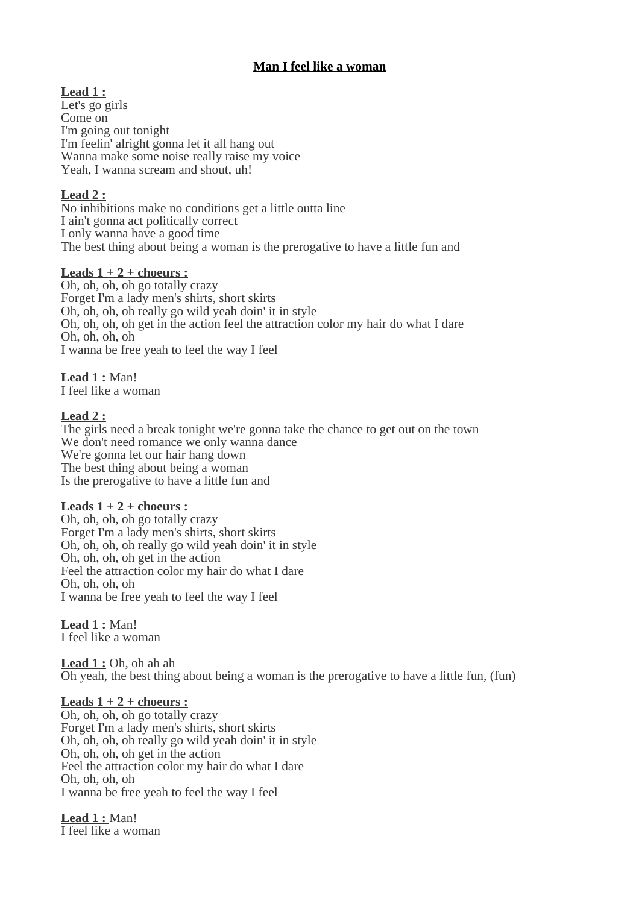# Man I feel like a woman

**Lead 1 :**
Let's go girls
Come on
I'm going out tonight
I'm feelin' alright gonna let it all hang out
Wanna make some noise really raise my voice
Yeah, I wanna scream and shout, uh!

**Lead 2 :**
No inhibitions make no conditions get a little outta line
I ain't gonna act politically correct
I only wanna have a good time
The best thing about being a woman is the prerogative to have a little fun and

**Leads 1 + 2 + choeurs :**
Oh, oh, oh, oh go totally crazy
Forget I'm a lady men's shirts, short skirts
Oh, oh, oh, oh really go wild yeah doin' it in style
Oh, oh, oh, oh get in the action feel the attraction color my hair do what I dare
Oh, oh, oh, oh
I wanna be free yeah to feel the way I feel

**Lead 1 :** Man!
I feel like a woman

**Lead 2 :**
The girls need a break tonight we're gonna take the chance to get out on the town
We don't need romance we only wanna dance
We're gonna let our hair hang down
The best thing about being a woman
Is the prerogative to have a little fun and

**Leads 1 + 2 + choeurs :**
Oh, oh, oh, oh go totally crazy
Forget I'm a lady men's shirts, short skirts
Oh, oh, oh, oh really go wild yeah doin' it in style
Oh, oh, oh, oh get in the action
Feel the attraction color my hair do what I dare
Oh, oh, oh, oh
I wanna be free yeah to feel the way I feel

**Lead 1 :** Man!
I feel like a woman

**Lead 1 :** Oh, oh ah ah
Oh yeah, the best thing about being a woman is the prerogative to have a little fun, (fun)

**Leads 1 + 2 + choeurs :**
Oh, oh, oh, oh go totally crazy
Forget I'm a lady men's shirts, short skirts
Oh, oh, oh, oh really go wild yeah doin' it in style
Oh, oh, oh, oh get in the action
Feel the attraction color my hair do what I dare
Oh, oh, oh, oh
I wanna be free yeah to feel the way I feel

**Lead 1 :** Man!
I feel like a woman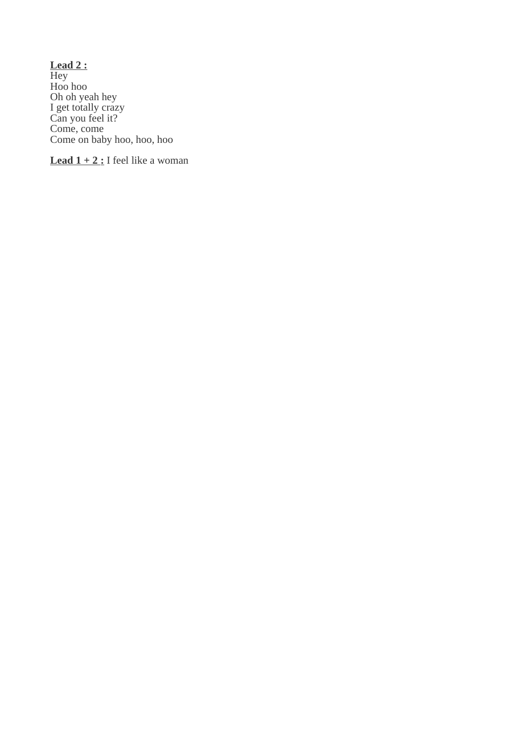**<u>Lead 2 :</u>**
Hey
Hoo hoo
Oh oh yeah hey
I get totally crazy
Can you feel it?
Come, come
Come on baby hoo, hoo, hoo

**<u>Lead 1 + 2 :</u>** I feel like a woman